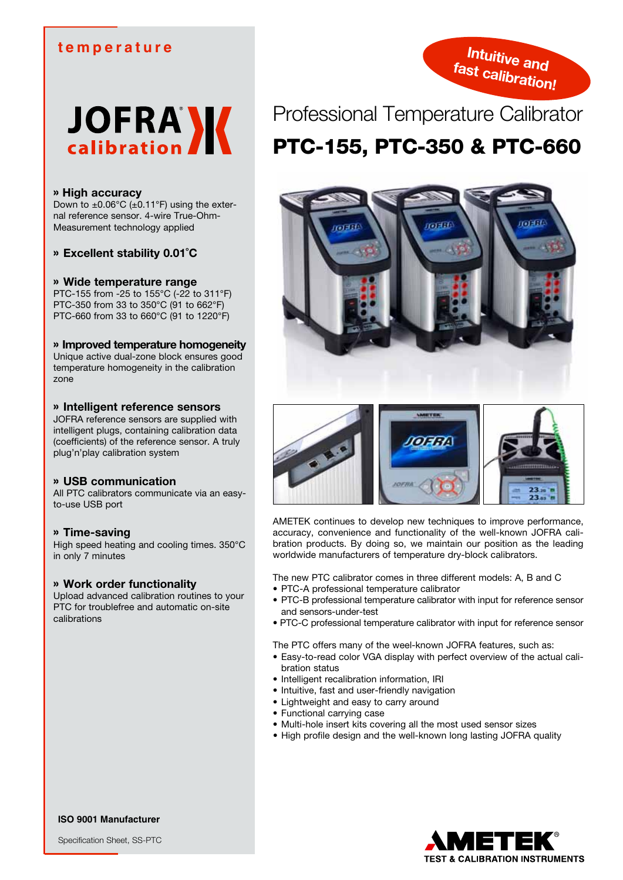temperature

JOFRA calibration

Intuitive and fast calibration!

# Professional Temperature Calibrator

# PTC-155, PTC-350 & PTC-660

### » High accuracy
Down to ±0.06°C (±0.11°F) using the external reference sensor. 4-wire True-Ohm-Measurement technology applied

### » Excellent stability 0.01°C

### » Wide temperature range
PTC-155 from -25 to 155°C (-22 to 311°F)
PTC-350 from 33 to 350°C (91 to 662°F)
PTC-660 from 33 to 660°C (91 to 1220°F)

### » Improved temperature homogeneity
Unique active dual-zone block ensures good temperature homogeneity in the calibration zone

### » Intelligent reference sensors
JOFRA reference sensors are supplied with intelligent plugs, containing calibration data (coefficients) of the reference sensor. A truly plug'n'play calibration system

### » USB communication
All PTC calibrators communicate via an easy-to-use USB port

### » Time-saving
High speed heating and cooling times. 350°C in only 7 minutes

### » Work order functionality
Upload advanced calibration routines to your PTC for troublefree and automatic on-site calibrations

AMETEK continues to develop new techniques to improve performance, accuracy, convenience and functionality of the well-known JOFRA calibration products. By doing so, we maintain our position as the leading worldwide manufacturers of temperature dry-block calibrators.

The new PTC calibrator comes in three different models: A, B and C

- PTC-A professional temperature calibrator
- PTC-B professional temperature calibrator with input for reference sensor and sensors-under-test
- PTC-C professional temperature calibrator with input for reference sensor

The PTC offers many of the weel-known JOFRA features, such as:

- Easy-to-read color VGA display with perfect overview of the actual calibration status
- Intelligent recalibration information, IRI
- Intuitive, fast and user-friendly navigation
- Lightweight and easy to carry around
- Functional carrying case
- Multi-hole insert kits covering all the most used sensor sizes
- High profile design and the well-known long lasting JOFRA quality

ISO 9001 Manufacturer

Specification Sheet, SS-PTC

AMETEK®
TEST & CALIBRATION INSTRUMENTS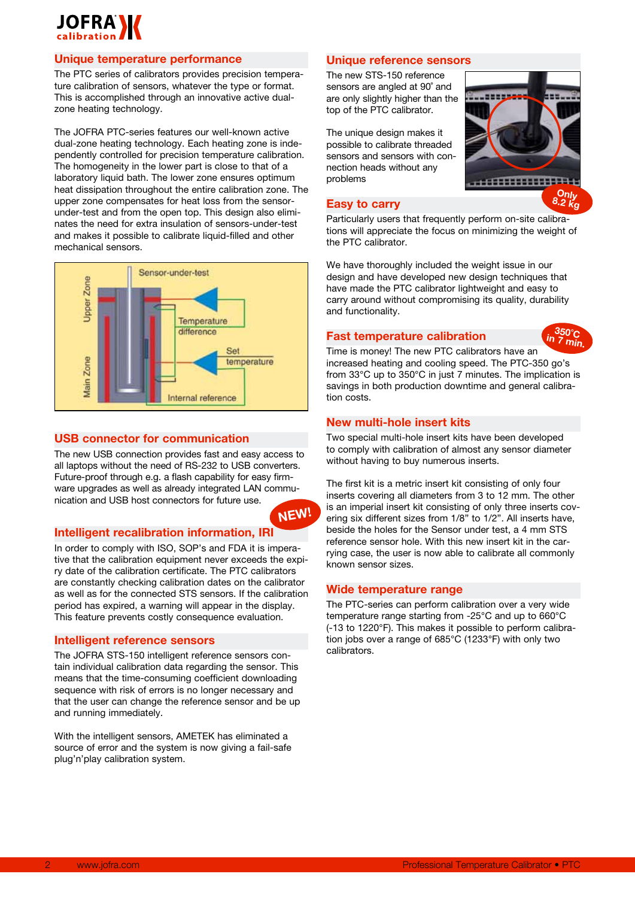## Unique temperature performance

The PTC series of calibrators provides precision temperature calibration of sensors, whatever the type or format. This is accomplished through an innovative active dual-zone heating technology.

The JOFRA PTC-series features our well-known active dual-zone heating technology. Each heating zone is independently controlled for precision temperature calibration. The homogeneity in the lower part is close to that of a laboratory liquid bath. The lower zone ensures optimum heat dissipation throughout the entire calibration zone. The upper zone compensates for heat loss from the sensor-under-test and from the open top. This design also eliminates the need for extra insulation of sensors-under-test and makes it possible to calibrate liquid-filled and other mechanical sensors.

Sensor-under-test
Upper Zone
Main Zone
Temperature difference
Set temperature
Internal reference

## USB connector for communication

The new USB connection provides fast and easy access to all laptops without the need of RS-232 to USB converters. Future-proof through e.g. a flash capability for easy firmware upgrades as well as already integrated LAN communication and USB host connectors for future use.

NEW!

## Intelligent recalibration information, IRI

In order to comply with ISO, SOP's and FDA it is imperative that the calibration equipment never exceeds the expiry date of the calibration certificate. The PTC calibrators are constantly checking calibration dates on the calibrator as well as for the connected STS sensors. If the calibration period has expired, a warning will appear in the display. This feature prevents costly consequence evaluation.

## Intelligent reference sensors

The JOFRA STS-150 intelligent reference sensors contain individual calibration data regarding the sensor. This means that the time-consuming coefficient downloading sequence with risk of errors is no longer necessary and that the user can change the reference sensor and be up and running immediately.

With the intelligent sensors, AMETEK has eliminated a source of error and the system is now giving a fail-safe plug'n'play calibration system.

## Unique reference sensors

The new STS-150 reference sensors are angled at 90˚ and are only slightly higher than the top of the PTC calibrator.

The unique design makes it possible to calibrate threaded sensors and sensors with connection heads without any problems

Only 8.2 kg

## Easy to carry

Particularly users that frequently perform on-site calibrations will appreciate the focus on minimizing the weight of the PTC calibrator.

We have thoroughly included the weight issue in our design and have developed new design techniques that have made the PTC calibrator lightweight and easy to carry around without compromising its quality, durability and functionality.

## Fast temperature calibration

350°C in 7 min.

Time is money! The new PTC calibrators have an increased heating and cooling speed. The PTC-350 go's from 33°C up to 350°C in just 7 minutes. The implication is savings in both production downtime and general calibration costs.

## New multi-hole insert kits

Two special multi-hole insert kits have been developed to comply with calibration of almost any sensor diameter without having to buy numerous inserts.

The first kit is a metric insert kit consisting of only four inserts covering all diameters from 3 to 12 mm. The other is an imperial insert kit consisting of only three inserts covering six different sizes from 1/8" to 1/2". All inserts have, beside the holes for the Sensor under test, a 4 mm STS reference sensor hole. With this new insert kit in the carrying case, the user is now able to calibrate all commonly known sensor sizes.

## Wide temperature range

The PTC-series can perform calibration over a very wide temperature range starting from -25°C and up to 660°C (-13 to 1220°F). This makes it possible to perform calibration jobs over a range of 685°C (1233°F) with only two calibrators.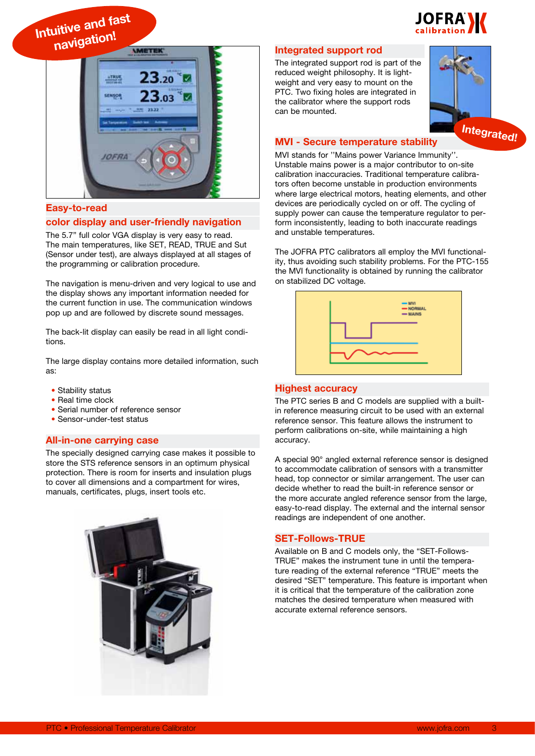Intuitive and fast navigation!

## Easy-to-read color display and user-friendly navigation

The 5.7" full color VGA display is very easy to read. The main temperatures, like SET, READ, TRUE and Sut (Sensor under test), are always displayed at all stages of the programming or calibration procedure.

The navigation is menu-driven and very logical to use and the display shows any important information needed for the current function in use. The communication windows pop up and are followed by discrete sound messages.

The back-lit display can easily be read in all light conditions.

The large display contains more detailed information, such as:

- Stability status
- Real time clock
- Serial number of reference sensor
- Sensor-under-test status

## All-in-one carrying case

The specially designed carrying case makes it possible to store the STS reference sensors in an optimum physical protection. There is room for inserts and insulation plugs to cover all dimensions and a compartment for wires, manuals, certificates, plugs, insert tools etc.

## Integrated support rod

The integrated support rod is part of the reduced weight philosophy. It is light-weight and very easy to mount on the PTC. Two fixing holes are integrated in the calibrator where the support rods can be mounted.

Integrated!

## MVI - Secure temperature stability

MVI stands for ''Mains power Variance Immunity''. Unstable mains power is a major contributor to on-site calibration inaccuracies. Traditional temperature calibrators often become unstable in production environments where large electrical motors, heating elements, and other devices are periodically cycled on or off. The cycling of supply power can cause the temperature regulator to perform inconsistently, leading to both inaccurate readings and unstable temperatures.

The JOFRA PTC calibrators all employ the MVI functionality, thus avoiding such stability problems. For the PTC-155 the MVI functionality is obtained by running the calibrator on stabilized DC voltage.

## Highest accuracy

The PTC series B and C models are supplied with a built-in reference measuring circuit to be used with an external reference sensor. This feature allows the instrument to perform calibrations on-site, while maintaining a high accuracy.

A special 90° angled external reference sensor is designed to accommodate calibration of sensors with a transmitter head, top connector or similar arrangement. The user can decide whether to read the built-in reference sensor or the more accurate angled reference sensor from the large, easy-to-read display. The external and the internal sensor readings are independent of one another.

## SET-Follows-TRUE

Available on B and C models only, the "SET-Follows-TRUE" makes the instrument tune in until the temperature reading of the external reference "TRUE" meets the desired "SET" temperature. This feature is important when it is critical that the temperature of the calibration zone matches the desired temperature when measured with accurate external reference sensors.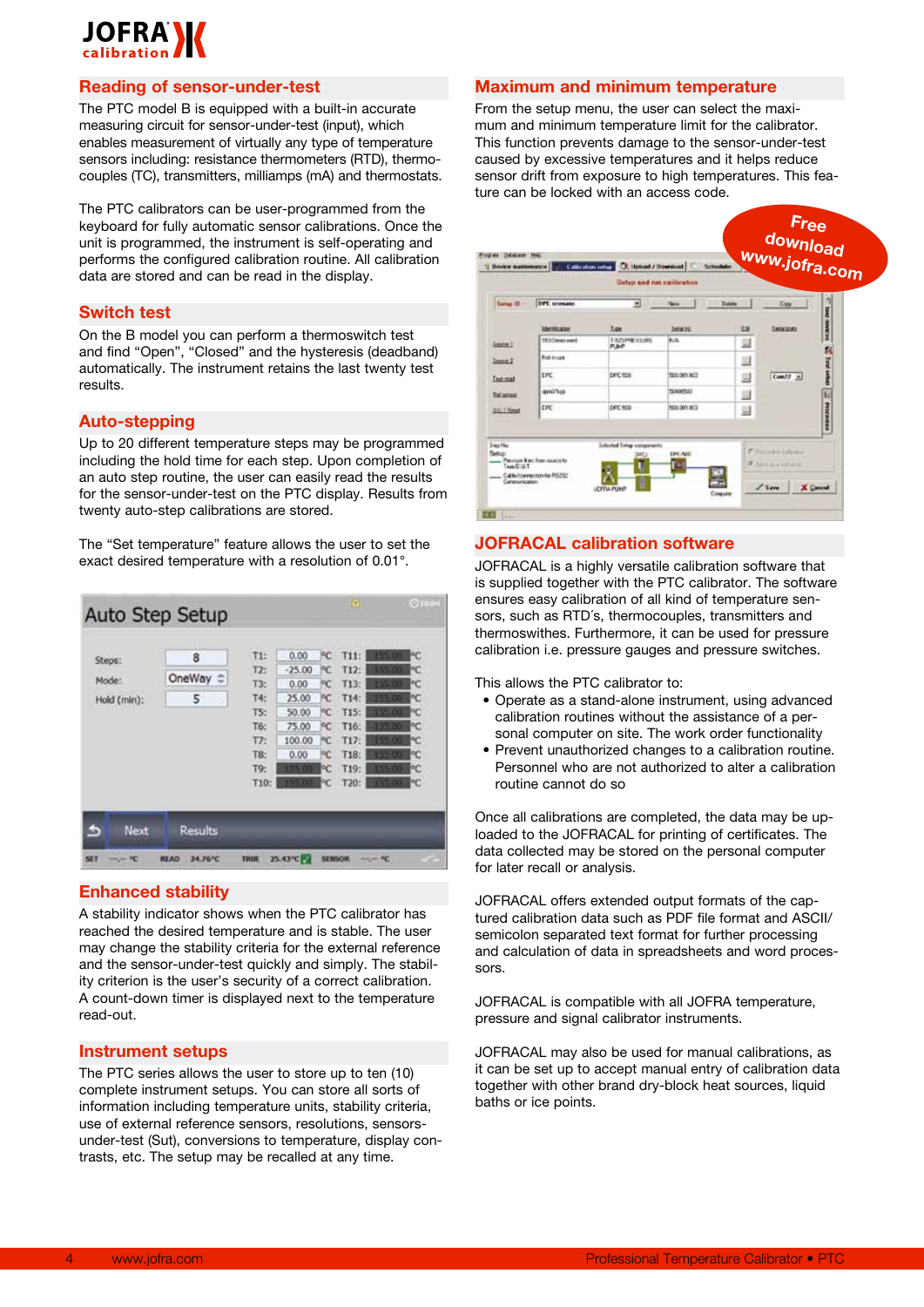## Reading of sensor-under-test

The PTC model B is equipped with a built-in accurate measuring circuit for sensor-under-test (input), which enables measurement of virtually any type of temperature sensors including: resistance thermometers (RTD), thermocouples (TC), transmitters, milliamps (mA) and thermostats.

The PTC calibrators can be user-programmed from the keyboard for fully automatic sensor calibrations. Once the unit is programmed, the instrument is self-operating and performs the configured calibration routine. All calibration data are stored and can be read in the display.

## Switch test

On the B model you can perform a thermoswitch test and find “Open”, “Closed” and the hysteresis (deadband) automatically. The instrument retains the last twenty test results.

## Auto-stepping

Up to 20 different temperature steps may be programmed including the hold time for each step. Upon completion of an auto step routine, the user can easily read the results for the sensor-under-test on the PTC display. Results from twenty auto-step calibrations are stored.

The “Set temperature” feature allows the user to set the exact desired temperature with a resolution of 0.01°.

## Enhanced stability

A stability indicator shows when the PTC calibrator has reached the desired temperature and is stable. The user may change the stability criteria for the external reference and the sensor-under-test quickly and simply. The stability criterion is the user’s security of a correct calibration. A count-down timer is displayed next to the temperature read-out.

## Instrument setups

The PTC series allows the user to store up to ten (10) complete instrument setups. You can store all sorts of information including temperature units, stability criteria, use of external reference sensors, resolutions, sensors-under-test (Sut), conversions to temperature, display contrasts, etc. The setup may be recalled at any time.

## Maximum and minimum temperature

From the setup menu, the user can select the maximum and minimum temperature limit for the calibrator. This function prevents damage to the sensor-under-test caused by excessive temperatures and it helps reduce sensor drift from exposure to high temperatures. This feature can be locked with an access code.

Free download www.jofra.com

## JOFRACAL calibration software

JOFRACAL is a highly versatile calibration software that is supplied together with the PTC calibrator. The software ensures easy calibration of all kind of temperature sensors, such as RTD´s, thermocouples, transmitters and thermoswithes. Furthermore, it can be used for pressure calibration i.e. pressure gauges and pressure switches.

This allows the PTC calibrator to:

- Operate as a stand-alone instrument, using advanced calibration routines without the assistance of a personal computer on site. The work order functionality
- Prevent unauthorized changes to a calibration routine. Personnel who are not authorized to alter a calibration routine cannot do so

Once all calibrations are completed, the data may be uploaded to the JOFRACAL for printing of certificates. The data collected may be stored on the personal computer for later recall or analysis.

JOFRACAL offers extended output formats of the captured calibration data such as PDF file format and ASCII/semicolon separated text format for further processing and calculation of data in spreadsheets and word processors.

JOFRACAL is compatible with all JOFRA temperature, pressure and signal calibrator instruments.

JOFRACAL may also be used for manual calibrations, as it can be set up to accept manual entry of calibration data together with other brand dry-block heat sources, liquid baths or ice points.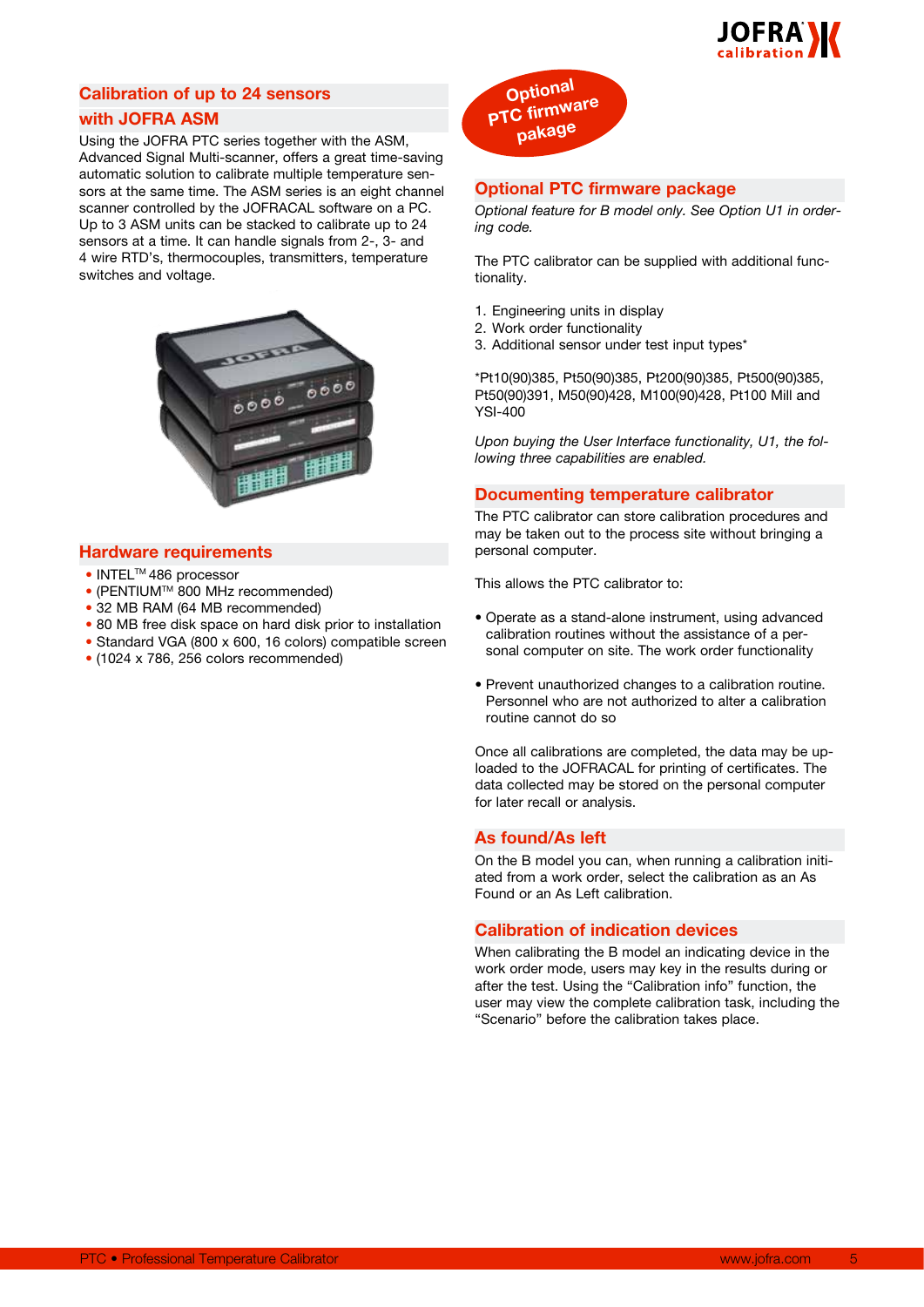## Calibration of up to 24 sensors with JOFRA ASM

Using the JOFRA PTC series together with the ASM, Advanced Signal Multi-scanner, offers a great time-saving automatic solution to calibrate multiple temperature sensors at the same time. The ASM series is an eight channel scanner controlled by the JOFRACAL software on a PC. Up to 3 ASM units can be stacked to calibrate up to 24 sensors at a time. It can handle signals from 2-, 3- and 4 wire RTD's, thermocouples, transmitters, temperature switches and voltage.

## Hardware requirements

- INTEL™ 486 processor
- (PENTIUM™ 800 MHz recommended)
- 32 MB RAM (64 MB recommended)
- 80 MB free disk space on hard disk prior to installation
- Standard VGA (800 x 600, 16 colors) compatible screen
- (1024 x 786, 256 colors recommended)

Optional PTC firmware pakage

## Optional PTC firmware package

*Optional feature for B model only. See Option U1 in ordering code.*

The PTC calibrator can be supplied with additional functionality.

1. Engineering units in display
2. Work order functionality
3. Additional sensor under test input types*

*Pt10(90)385, Pt50(90)385, Pt200(90)385, Pt500(90)385, Pt50(90)391, M50(90)428, M100(90)428, Pt100 Mill and YSI-400

*Upon buying the User Interface functionality, U1, the following three capabilities are enabled.*

## Documenting temperature calibrator

The PTC calibrator can store calibration procedures and may be taken out to the process site without bringing a personal computer.

This allows the PTC calibrator to:

- Operate as a stand-alone instrument, using advanced calibration routines without the assistance of a personal computer on site. The work order functionality
- Prevent unauthorized changes to a calibration routine. Personnel who are not authorized to alter a calibration routine cannot do so

Once all calibrations are completed, the data may be uploaded to the JOFRACAL for printing of certificates. The data collected may be stored on the personal computer for later recall or analysis.

## As found/As left

On the B model you can, when running a calibration initiated from a work order, select the calibration as an As Found or an As Left calibration.

## Calibration of indication devices

When calibrating the B model an indicating device in the work order mode, users may key in the results during or after the test. Using the "Calibration info" function, the user may view the complete calibration task, including the "Scenario" before the calibration takes place.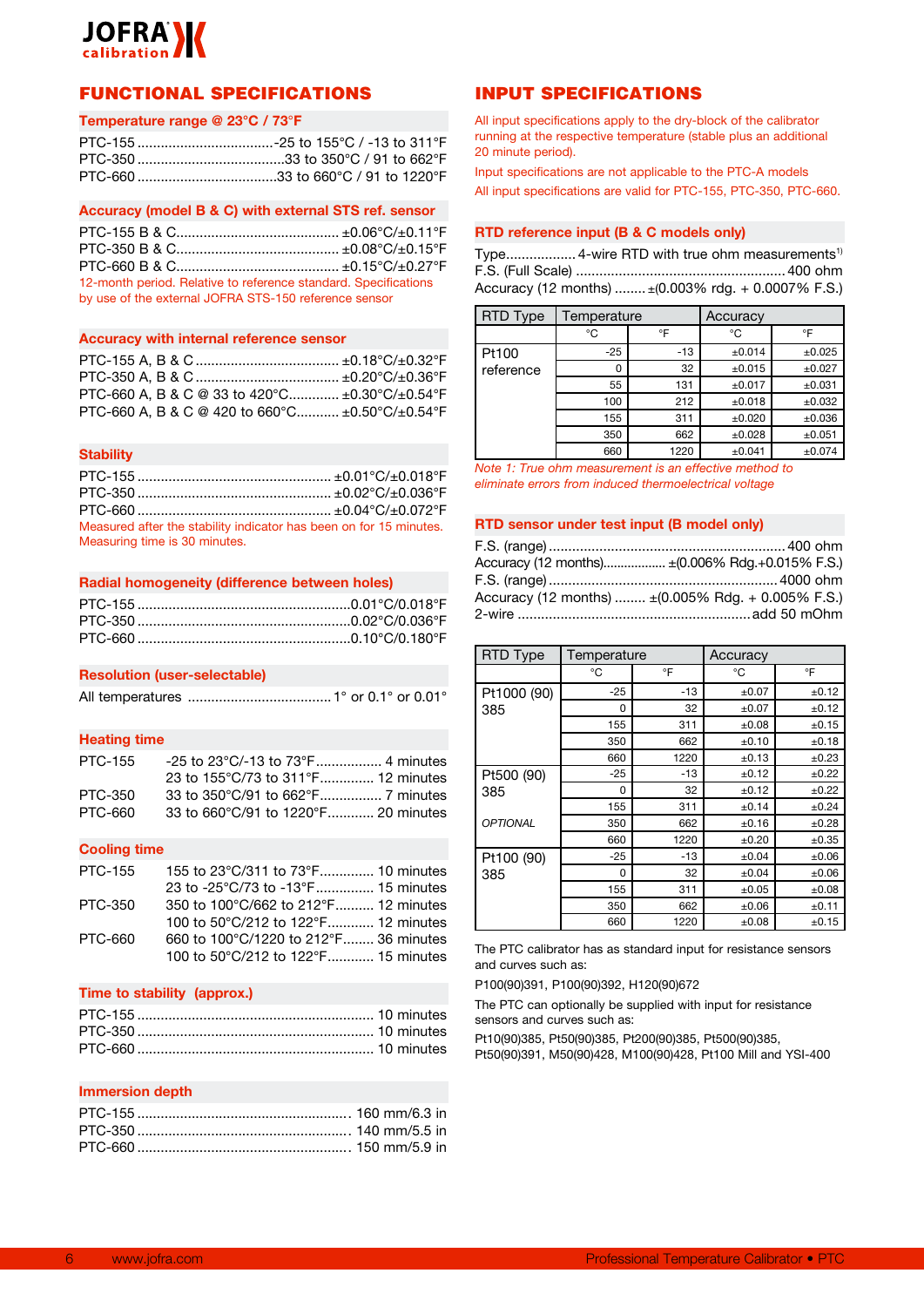## FUNCTIONAL SPECIFICATIONS

### Temperature range @ 23°C / 73°F

PTC-155 ....................................-25 to 155°C / -13 to 311°F
PTC-350 .......................................33 to 350°C / 91 to 662°F
PTC-660 ....................................33 to 660°C / 91 to 1220°F

### Accuracy (model B & C) with external STS ref. sensor

PTC-155 B & C.......................................... ±0.06°C/±0.11°F
PTC-350 B & C.......................................... ±0.08°C/±0.15°F
PTC-660 B & C.......................................... ±0.15°C/±0.27°F

12-month period. Relative to reference standard. Specifications by use of the external JOFRA STS-150 reference sensor

### Accuracy with internal reference sensor

PTC-155 A, B & C ..................................... ±0.18°C/±0.32°F
PTC-350 A, B & C ..................................... ±0.20°C/±0.36°F
PTC-660 A, B & C @ 33 to 420°C............. ±0.30°C/±0.54°F
PTC-660 A, B & C @ 420 to 660°C........... ±0.50°C/±0.54°F

### Stability

PTC-155 ................................................. ±0.01°C/±0.018°F
PTC-350 ................................................. ±0.02°C/±0.036°F
PTC-660 ................................................. ±0.04°C/±0.072°F

Measured after the stability indicator has been on for 15 minutes. Measuring time is 30 minutes.

### Radial homogeneity (difference between holes)

PTC-155 .......................................................0.01°C/0.018°F
PTC-350 .......................................................0.02°C/0.036°F
PTC-660 .......................................................0.10°C/0.180°F

### Resolution (user-selectable)

All temperatures ..................................... 1° or 0.1° or 0.01°

### Heating time

PTC-155 -25 to 23°C/-13 to 73°F................. 4 minutes
23 to 155°C/73 to 311°F.............. 12 minutes
PTC-350 33 to 350°C/91 to 662°F................ 7 minutes
PTC-660 33 to 660°C/91 to 1220°F............ 20 minutes

### Cooling time

PTC-155 155 to 23°C/311 to 73°F.............. 10 minutes
23 to -25°C/73 to -13°F............... 15 minutes
PTC-350 350 to 100°C/662 to 212°F.......... 12 minutes
100 to 50°C/212 to 122°F............ 12 minutes
PTC-660 660 to 100°C/1220 to 212°F........ 36 minutes
100 to 50°C/212 to 122°F............ 15 minutes

### Time to stability (approx.)

PTC-155 ............................................................ 10 minutes
PTC-350 ............................................................ 10 minutes
PTC-660 ............................................................ 10 minutes

### Immersion depth

PTC-155 ...................................................... 160 mm/6.3 in
PTC-350 ...................................................... 140 mm/5.5 in
PTC-660 ...................................................... 150 mm/5.9 in

## INPUT SPECIFICATIONS

All input specifications apply to the dry-block of the calibrator running at the respective temperature (stable plus an additional 20 minute period).

Input specifications are not applicable to the PTC-A models

All input specifications are valid for PTC-155, PTC-350, PTC-660.

### RTD reference input (B & C models only)

Type.................. 4-wire RTD with true ohm measurements[1]
F.S. (Full Scale) ...................................................... 400 ohm
Accuracy (12 months) ........ ±(0.003% rdg. + 0.0007% F.S.)

| RTD Type | Temperature | | Accuracy | |
|---|---|---|---|---|
| | °C | °F | °C | °F |
| Pt100 reference | -25 | -13 | ±0.014 | ±0.025 |
| | 0 | 32 | ±0.015 | ±0.027 |
| | 55 | 131 | ±0.017 | ±0.031 |
| | 100 | 212 | ±0.018 | ±0.032 |
| | 155 | 311 | ±0.020 | ±0.036 |
| | 350 | 662 | ±0.028 | ±0.051 |
| | 660 | 1220 | ±0.041 | ±0.074 |

*Note 1: True ohm measurement is an effective method to eliminate errors from induced thermoelectrical voltage*

### RTD sensor under test input (B model only)

F.S. (range) ............................................................. 400 ohm
Accuracy (12 months).................. ±(0.006% Rdg.+0.015% F.S.)
F.S. (range) ........................................................... 4000 ohm
Accuracy (12 months) ........ ±(0.005% Rdg. + 0.005% F.S.)
2-wire ............................................................ add 50 mOhm

| RTD Type | Temperature | | Accuracy | |
|---|---|---|---|---|
| | °C | °F | °C | °F |
| Pt1000 (90) 385 | -25 | -13 | ±0.07 | ±0.12 |
| | 0 | 32 | ±0.07 | ±0.12 |
| | 155 | 311 | ±0.08 | ±0.15 |
| | 350 | 662 | ±0.10 | ±0.18 |
| | 660 | 1220 | ±0.13 | ±0.23 |
| Pt500 (90) 385 | -25 | -13 | ±0.12 | ±0.22 |
| | 0 | 32 | ±0.12 | ±0.22 |
| | 155 | 311 | ±0.14 | ±0.24 |
| *OPTIONAL* | 350 | 662 | ±0.16 | ±0.28 |
| | 660 | 1220 | ±0.20 | ±0.35 |
| Pt100 (90) 385 | -25 | -13 | ±0.04 | ±0.06 |
| | 0 | 32 | ±0.04 | ±0.06 |
| | 155 | 311 | ±0.05 | ±0.08 |
| | 350 | 662 | ±0.06 | ±0.11 |
| | 660 | 1220 | ±0.08 | ±0.15 |

The PTC calibrator has as standard input for resistance sensors and curves such as:

P100(90)391, P100(90)392, H120(90)672

The PTC can optionally be supplied with input for resistance sensors and curves such as:

Pt10(90)385, Pt50(90)385, Pt200(90)385, Pt500(90)385, Pt50(90)391, M50(90)428, M100(90)428, Pt100 Mill and YSI-400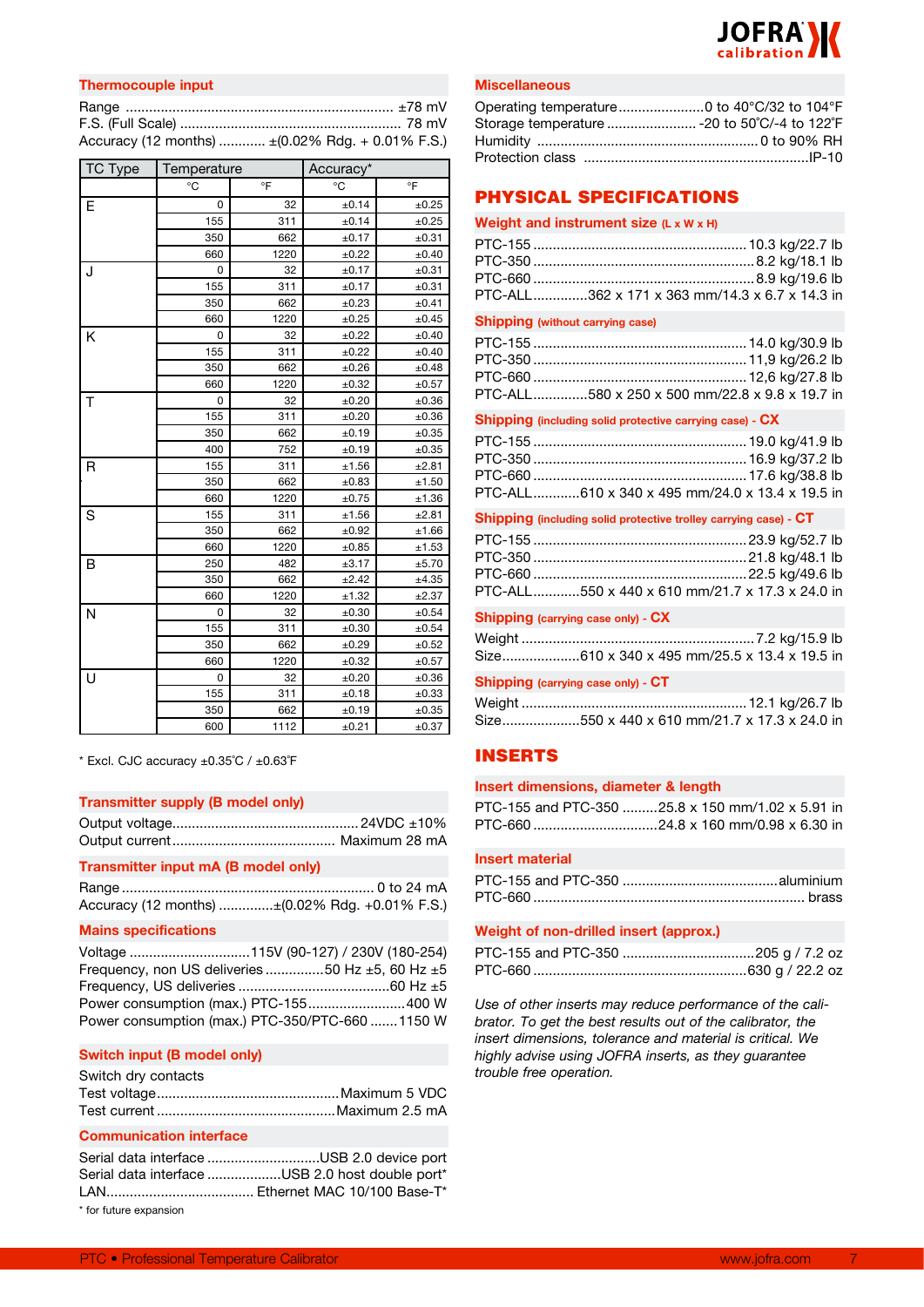## Thermocouple input

Range ..................................................................... ±78 mV
F.S. (Full Scale) ......................................................... 78 mV
Accuracy (12 months) ............ ±(0.02% Rdg. + 0.01% F.S.)

| TC Type | Temperature | | Accuracy* | |
|---|---|---|---|---|
| | °C | °F | °C | °F |
| E | 0 | 32 | ±0.14 | ±0.25 |
| | 155 | 311 | ±0.14 | ±0.25 |
| | 350 | 662 | ±0.17 | ±0.31 |
| | 660 | 1220 | ±0.22 | ±0.40 |
| J | 0 | 32 | ±0.17 | ±0.31 |
| | 155 | 311 | ±0.17 | ±0.31 |
| | 350 | 662 | ±0.23 | ±0.41 |
| | 660 | 1220 | ±0.25 | ±0.45 |
| K | 0 | 32 | ±0.22 | ±0.40 |
| | 155 | 311 | ±0.22 | ±0.40 |
| | 350 | 662 | ±0.26 | ±0.48 |
| | 660 | 1220 | ±0.32 | ±0.57 |
| T | 0 | 32 | ±0.20 | ±0.36 |
| | 155 | 311 | ±0.20 | ±0.36 |
| | 350 | 662 | ±0.19 | ±0.35 |
| | 400 | 752 | ±0.19 | ±0.35 |
| R | 155 | 311 | ±1.56 | ±2.81 |
| | 350 | 662 | ±0.83 | ±1.50 |
| | 660 | 1220 | ±0.75 | ±1.36 |
| S | 155 | 311 | ±1.56 | ±2.81 |
| | 350 | 662 | ±0.92 | ±1.66 |
| | 660 | 1220 | ±0.85 | ±1.53 |
| B | 250 | 482 | ±3.17 | ±5.70 |
| | 350 | 662 | ±2.42 | ±4.35 |
| | 660 | 1220 | ±1.32 | ±2.37 |
| N | 0 | 32 | ±0.30 | ±0.54 |
| | 155 | 311 | ±0.30 | ±0.54 |
| | 350 | 662 | ±0.29 | ±0.52 |
| | 660 | 1220 | ±0.32 | ±0.57 |
| U | 0 | 32 | ±0.20 | ±0.36 |
| | 155 | 311 | ±0.18 | ±0.33 |
| | 350 | 662 | ±0.19 | ±0.35 |
| | 600 | 1112 | ±0.21 | ±0.37 |

* Excl. CJC accuracy ±0.35°C / ±0.63°F

## Transmitter supply (B model only)

Output voltage................................................ 24VDC ±10%
Output current......................................... Maximum 28 mA

## Transmitter input mA (B model only)

Range ................................................................. 0 to 24 mA
Accuracy (12 months) ..............±(0.02% Rdg. +0.01% F.S.)

## Mains specifications

Voltage ...............................115V (90-127) / 230V (180-254)
Frequency, non US deliveries ...............50 Hz ±5, 60 Hz ±5
Frequency, US deliveries .......................................60 Hz ±5
Power consumption (max.) PTC-155.........................400 W
Power consumption (max.) PTC-350/PTC-660 .......1150 W

## Switch input (B model only)

Switch dry contacts
Test voltage...............................................Maximum 5 VDC
Test current .............................................Maximum 2.5 mA

## Communication interface

Serial data interface .............................USB 2.0 device port
Serial data interface ...................USB 2.0 host double port*
LAN...................................... Ethernet MAC 10/100 Base-T*

* for future expansion

## Miscellaneous

Operating temperature......................0 to 40°C/32 to 104°F
Storage temperature ....................... -20 to 50°C/-4 to 122°F
Humidity ........................................................0 to 90% RH
Protection class .........................................................IP-10

# PHYSICAL SPECIFICATIONS

## Weight and instrument size (L x W x H)

PTC-155 ......................................................10.3 kg/22.7 lb
PTC-350 ........................................................8.2 kg/18.1 lb
PTC-660 ........................................................8.9 kg/19.6 lb
PTC-ALL.............362 x 171 x 363 mm/14.3 x 6.7 x 14.3 in

## Shipping (without carrying case)

PTC-155 ......................................................14.0 kg/30.9 lb
PTC-350 ......................................................11,9 kg/26.2 lb
PTC-660 ......................................................12,6 kg/27.8 lb
PTC-ALL.............580 x 250 x 500 mm/22.8 x 9.8 x 19.7 in

## Shipping (including solid protective carrying case) - CX

PTC-155 ......................................................19.0 kg/41.9 lb
PTC-350 ......................................................16.9 kg/37.2 lb
PTC-660 ......................................................17.6 kg/38.8 lb
PTC-ALL............610 x 340 x 495 mm/24.0 x 13.4 x 19.5 in

## Shipping (including solid protective trolley carrying case) - CT

PTC-155 ......................................................23.9 kg/52.7 lb
PTC-350 ......................................................21.8 kg/48.1 lb
PTC-660 ......................................................22.5 kg/49.6 lb
PTC-ALL............550 x 440 x 610 mm/21.7 x 17.3 x 24.0 in

## Shipping (carrying case only) - CX

Weight ...........................................................7.2 kg/15.9 lb
Size....................610 x 340 x 495 mm/25.5 x 13.4 x 19.5 in

## Shipping (carrying case only) - CT

Weight .........................................................12.1 kg/26.7 lb
Size....................550 x 440 x 610 mm/21.7 x 17.3 x 24.0 in

# INSERTS

## Insert dimensions, diameter & length

PTC-155 and PTC-350 .........25.8 x 150 mm/1.02 x 5.91 in
PTC-660 ................................24.8 x 160 mm/0.98 x 6.30 in

## Insert material

PTC-155 and PTC-350 .......................................aluminium
PTC-660 ..................................................................... brass

## Weight of non-drilled insert (approx.)

PTC-155 and PTC-350 .................................205 g / 7.2 oz
PTC-660 ......................................................630 g / 22.2 oz

*Use of other inserts may reduce performance of the calibrator. To get the best results out of the calibrator, the insert dimensions, tolerance and material is critical. We highly advise using JOFRA inserts, as they guarantee trouble free operation.*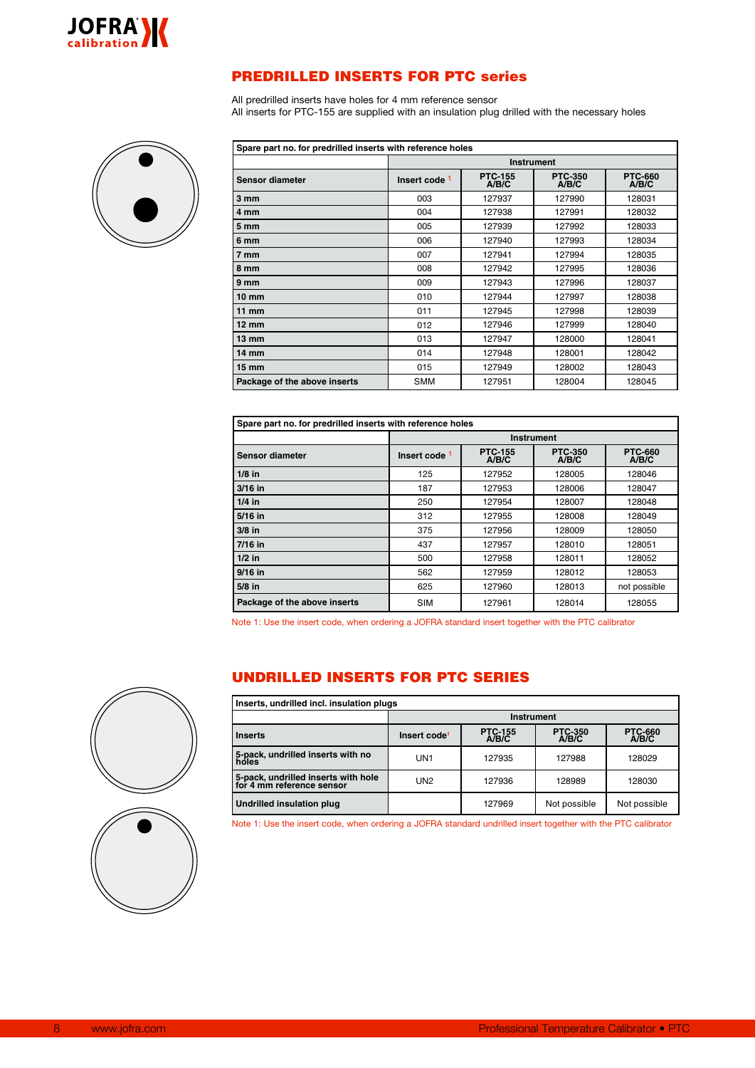## PREDRILLED INSERTS FOR PTC series

All predrilled inserts have holes for 4 mm reference sensor
All inserts for PTC-155 are supplied with an insulation plug drilled with the necessary holes

| Spare part no. for predrilled inserts with reference holes | | | | |
|---|---|---|---|---|
| | | Instrument | | |
| **Sensor diameter** | **Insert code** [1] | **PTC-155 A/B/C** | **PTC-350 A/B/C** | **PTC-660 A/B/C** |
| **3 mm** | 003 | 127937 | 127990 | 128031 |
| **4 mm** | 004 | 127938 | 127991 | 128032 |
| **5 mm** | 005 | 127939 | 127992 | 128033 |
| **6 mm** | 006 | 127940 | 127993 | 128034 |
| **7 mm** | 007 | 127941 | 127994 | 128035 |
| **8 mm** | 008 | 127942 | 127995 | 128036 |
| **9 mm** | 009 | 127943 | 127996 | 128037 |
| **10 mm** | 010 | 127944 | 127997 | 128038 |
| **11 mm** | 011 | 127945 | 127998 | 128039 |
| **12 mm** | 012 | 127946 | 127999 | 128040 |
| **13 mm** | 013 | 127947 | 128000 | 128041 |
| **14 mm** | 014 | 127948 | 128001 | 128042 |
| **15 mm** | 015 | 127949 | 128002 | 128043 |
| **Package of the above inserts** | SMM | 127951 | 128004 | 128045 |

| Spare part no. for predrilled inserts with reference holes | | | | |
|---|---|---|---|---|
| | | Instrument | | |
| **Sensor diameter** | **Insert code** [1] | **PTC-155 A/B/C** | **PTC-350 A/B/C** | **PTC-660 A/B/C** |
| **1/8 in** | 125 | 127952 | 128005 | 128046 |
| **3/16 in** | 187 | 127953 | 128006 | 128047 |
| **1/4 in** | 250 | 127954 | 128007 | 128048 |
| **5/16 in** | 312 | 127955 | 128008 | 128049 |
| **3/8 in** | 375 | 127956 | 128009 | 128050 |
| **7/16 in** | 437 | 127957 | 128010 | 128051 |
| **1/2 in** | 500 | 127958 | 128011 | 128052 |
| **9/16 in** | 562 | 127959 | 128012 | 128053 |
| **5/8 in** | 625 | 127960 | 128013 | not possible |
| **Package of the above inserts** | SIM | 127961 | 128014 | 128055 |

Note 1: Use the insert code, when ordering a JOFRA standard insert together with the PTC calibrator

## UNDRILLED INSERTS FOR PTC SERIES

| Inserts, undrilled incl. insulation plugs | | | | |
|---|---|---|---|---|
| | | Instrument | | |
| **Inserts** | **Insert code** [1] | **PTC-155 A/B/C** | **PTC-350 A/B/C** | **PTC-660 A/B/C** |
| **5-pack, undrilled inserts with no holes** | UN1 | 127935 | 127988 | 128029 |
| **5-pack, undrilled inserts with hole for 4 mm reference sensor** | UN2 | 127936 | 128989 | 128030 |
| **Undrilled insulation plug** | | 127969 | Not possible | Not possible |

Note 1: Use the insert code, when ordering a JOFRA standard undrilled insert together with the PTC calibrator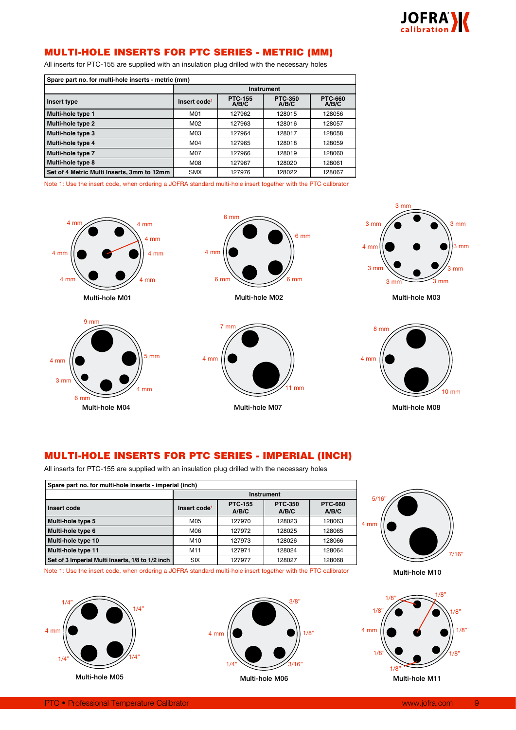## MULTI-HOLE INSERTS FOR PTC SERIES - METRIC (MM)

All inserts for PTC-155 are supplied with an insulation plug drilled with the necessary holes

| Spare part no. for multi-hole inserts - metric (mm) | | | | |
|---|---|---|---|---|
| | Instrument | | | |
| **Insert type** | **Insert code**[1] | **PTC-155 A/B/C** | **PTC-350 A/B/C** | **PTC-660 A/B/C** |
| **Multi-hole type 1** | M01 | 127962 | 128015 | 128056 |
| **Multi-hole type 2** | M02 | 127963 | 128016 | 128057 |
| **Multi-hole type 3** | M03 | 127964 | 128017 | 128058 |
| **Multi-hole type 4** | M04 | 127965 | 128018 | 128059 |
| **Multi-hole type 7** | M07 | 127966 | 128019 | 128060 |
| **Multi-hole type 8** | M08 | 127967 | 128020 | 128061 |
| **Set of 4 Metric Multi Inserts, 3mm to 12mm** | SMX | 127976 | 128022 | 128067 |

Note 1: Use the insert code, when ordering a JOFRA standard multi-hole insert together with the PTC calibrator

4 mm, 4 mm, 4 mm, 4 mm, 4 mm, 4 mm, 4 mm

Multi-hole M01

6 mm, 6 mm, 4 mm, 6 mm, 6 mm

Multi-hole M02

3 mm, 3 mm, 3 mm, 4 mm, 3 mm, 3 mm, 3 mm, 3 mm, 3 mm

Multi-hole M03

9 mm, 4 mm, 5 mm, 3 mm, 4 mm, 6 mm

Multi-hole M04

7 mm, 4 mm, 11 mm

Multi-hole M07

8 mm, 4 mm, 10 mm

Multi-hole M08

## MULTI-HOLE INSERTS FOR PTC SERIES - IMPERIAL (INCH)

All inserts for PTC-155 are supplied with an insulation plug drilled with the necessary holes

| Spare part no. for multi-hole inserts - imperial (inch) | | | | |
|---|---|---|---|---|
| | Instrument | | | |
| **Insert code** | **Insert code**[1] | **PTC-155 A/B/C** | **PTC-350 A/B/C** | **PTC-660 A/B/C** |
| **Multi-hole type 5** | M05 | 127970 | 128023 | 128063 |
| **Multi-hole type 6** | M06 | 127972 | 128025 | 128065 |
| **Multi-hole type 10** | M10 | 127973 | 128026 | 128066 |
| **Multi-hole type 11** | M11 | 127971 | 128024 | 128064 |
| **Set of 3 Imperial Multi Inserts, 1/8 to 1/2 inch** | SIX | 127977 | 128027 | 128068 |

Note 1: Use the insert code, when ordering a JOFRA standard multi-hole insert together with the PTC calibrator

5/16", 4 mm, 7/16"

Multi-hole M10

1/4", 1/4", 4 mm, 1/4", 1/4"

Multi-hole M05

3/8", 4 mm, 1/8", 1/4", 3/16"

Multi-hole M06

1/8", 1/8", 1/8", 1/8", 4 mm, 1/8", 1/8", 1/8", 1/8"

Multi-hole M11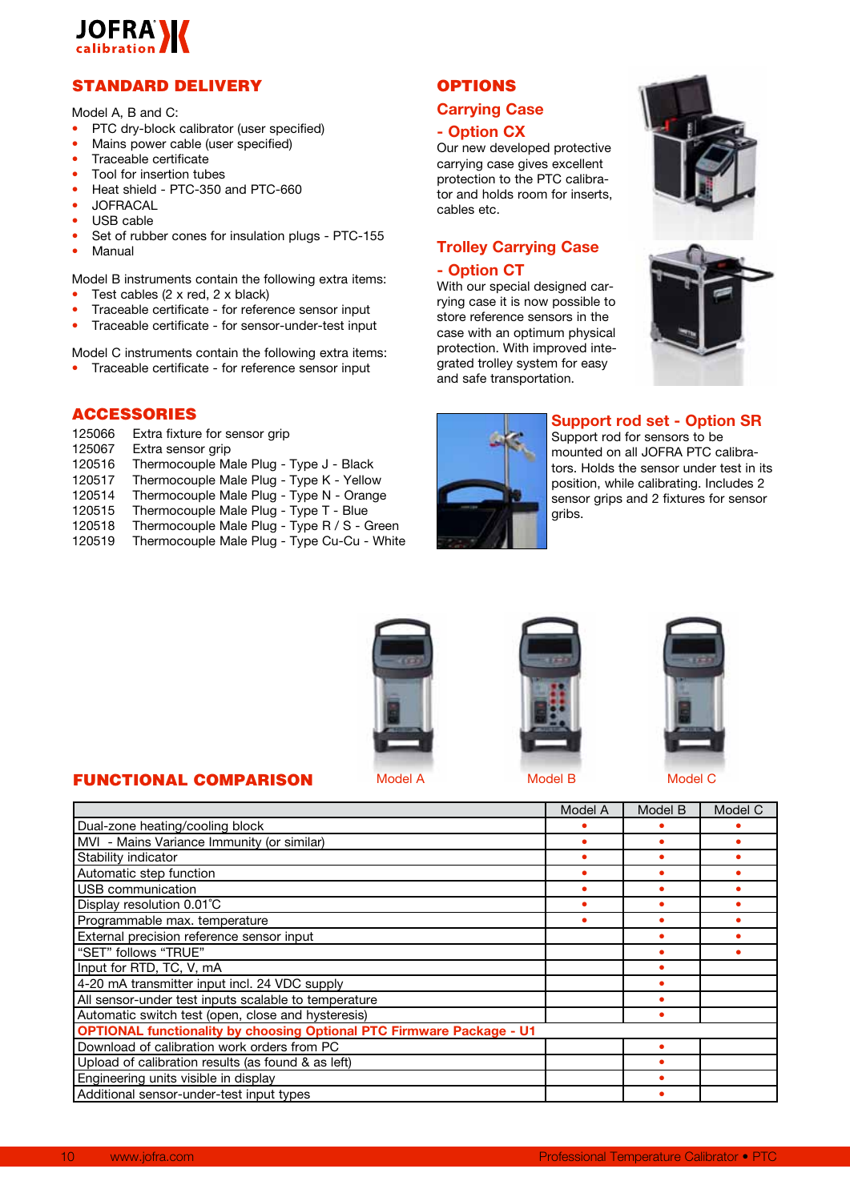## STANDARD DELIVERY

Model A, B and C:

- PTC dry-block calibrator (user specified)
- Mains power cable (user specified)
- Traceable certificate
- Tool for insertion tubes
- Heat shield - PTC-350 and PTC-660
- JOFRACAL
- USB cable
- Set of rubber cones for insulation plugs - PTC-155
- Manual

Model B instruments contain the following extra items:

- Test cables (2 x red, 2 x black)
- Traceable certificate - for reference sensor input
- Traceable certificate - for sensor-under-test input

Model C instruments contain the following extra items:

- Traceable certificate - for reference sensor input

## ACCESSORIES

| | |
|---|---|
| 125066 | Extra fixture for sensor grip |
| 125067 | Extra sensor grip |
| 120516 | Thermocouple Male Plug - Type J - Black |
| 120517 | Thermocouple Male Plug - Type K - Yellow |
| 120514 | Thermocouple Male Plug - Type N - Orange |
| 120515 | Thermocouple Male Plug - Type T - Blue |
| 120518 | Thermocouple Male Plug - Type R / S - Green |
| 120519 | Thermocouple Male Plug - Type Cu-Cu - White |

## OPTIONS

### Carrying Case - Option CX

Our new developed protective carrying case gives excellent protection to the PTC calibrator and holds room for inserts, cables etc.

### Trolley Carrying Case - Option CT

With our special designed carrying case it is now possible to store reference sensors in the case with an optimum physical protection. With improved integrated trolley system for easy and safe transportation.

### Support rod set - Option SR

Support rod for sensors to be mounted on all JOFRA PTC calibrators. Holds the sensor under test in its position, while calibrating. Includes 2 sensor grips and 2 fixtures for sensor gribs.

## FUNCTIONAL COMPARISON

Model A Model B Model C

| | Model A | Model B | Model C |
|---|---|---|---|
| Dual-zone heating/cooling block | • | • | • |
| MVI - Mains Variance Immunity (or similar) | • | • | • |
| Stability indicator | • | • | • |
| Automatic step function | • | • | • |
| USB communication | • | • | • |
| Display resolution 0.01°C | • | • | • |
| Programmable max. temperature | • | • | • |
| External precision reference sensor input | | • | • |
| "SET" follows "TRUE" | | • | • |
| Input for RTD, TC, V, mA | | • | |
| 4-20 mA transmitter input incl. 24 VDC supply | | • | |
| All sensor-under test inputs scalable to temperature | | • | |
| Automatic switch test (open, close and hysteresis) | | • | |
| **OPTIONAL functionality by choosing Optional PTC Firmware Package - U1** | | | |
| Download of calibration work orders from PC | | • | |
| Upload of calibration results (as found & as left) | | • | |
| Engineering units visible in display | | • | |
| Additional sensor-under-test input types | | • | |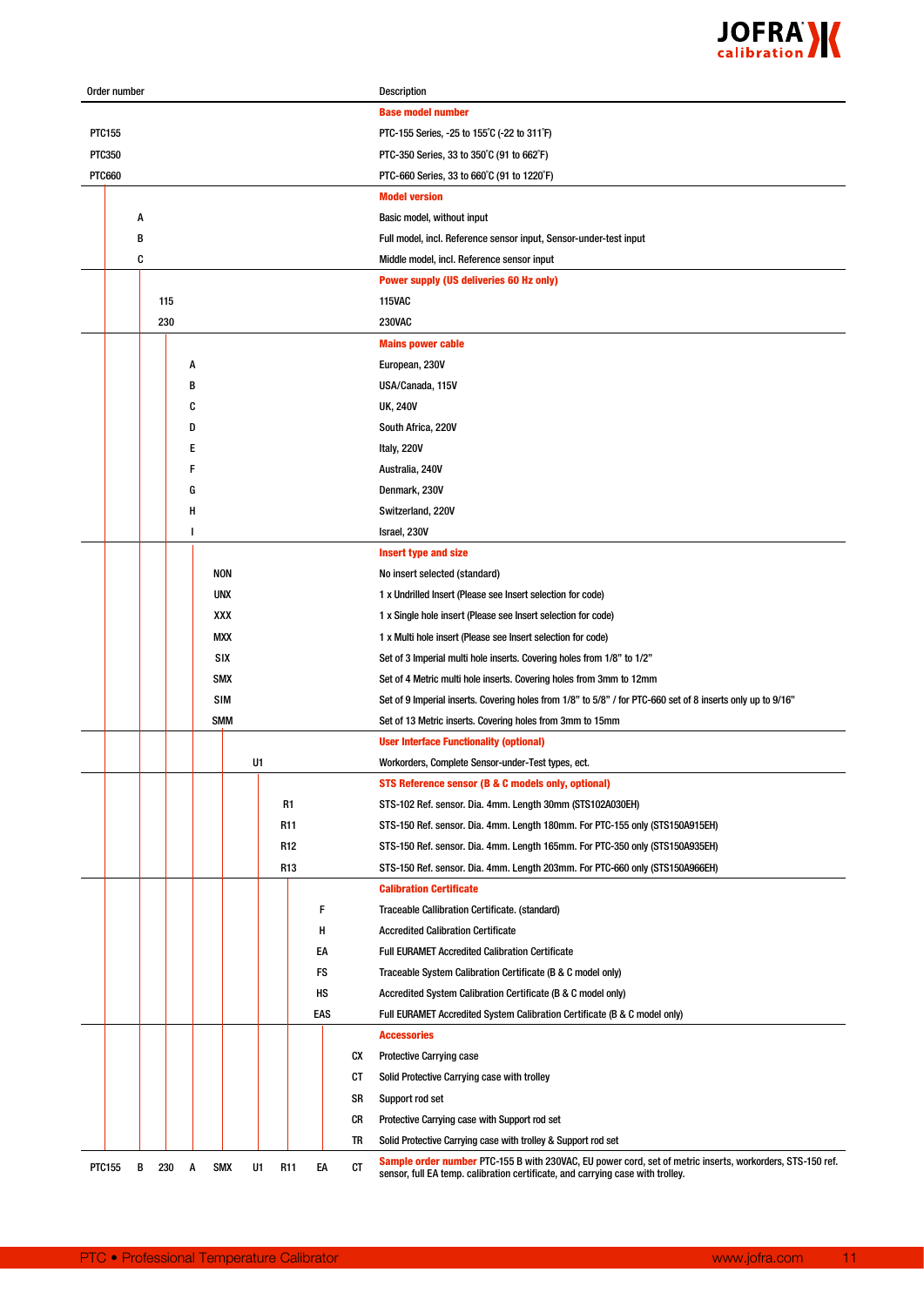| Order number | Description |
|---|---|
| | **Base model number** |
| PTC155 | PTC-155 Series, -25 to 155˚C (-22 to 311˚F) |
| PTC350 | PTC-350 Series, 33 to 350˚C (91 to 662˚F) |
| PTC660 | PTC-660 Series, 33 to 660˚C (91 to 1220˚F) |
| | **Model version** |
| A | Basic model, without input |
| B | Full model, incl. Reference sensor input, Sensor-under-test input |
| C | Middle model, incl. Reference sensor input |
| | **Power supply (US deliveries 60 Hz only)** |
| 115 | 115VAC |
| 230 | 230VAC |
| | **Mains power cable** |
| A | European, 230V |
| B | USA/Canada, 115V |
| C | UK, 240V |
| D | South Africa, 220V |
| E | Italy, 220V |
| F | Australia, 240V |
| G | Denmark, 230V |
| H | Switzerland, 220V |
| I | Israel, 230V |
| | **Insert type and size** |
| NON | No insert selected (standard) |
| UNX | 1 x Undrilled Insert (Please see Insert selection for code) |
| XXX | 1 x Single hole insert (Please see Insert selection for code) |
| MXX | 1 x Multi hole insert (Please see Insert selection for code) |
| SIX | Set of 3 Imperial multi hole inserts. Covering holes from 1/8" to 1/2" |
| SMX | Set of 4 Metric multi hole inserts. Covering holes from 3mm to 12mm |
| SIM | Set of 9 Imperial inserts. Covering holes from 1/8" to 5/8" / for PTC-660 set of 8 inserts only up to 9/16" |
| SMM | Set of 13 Metric inserts. Covering holes from 3mm to 15mm |
| | **User Interface Functionality (optional)** |
| U1 | Workorders, Complete Sensor-under-Test types, ect. |
| | **STS Reference sensor (B & C models only, optional)** |
| R1 | STS-102 Ref. sensor. Dia. 4mm. Length 30mm (STS102A030EH) |
| R11 | STS-150 Ref. sensor. Dia. 4mm. Length 180mm. For PTC-155 only (STS150A915EH) |
| R12 | STS-150 Ref. sensor. Dia. 4mm. Length 165mm. For PTC-350 only (STS150A935EH) |
| R13 | STS-150 Ref. sensor. Dia. 4mm. Length 203mm. For PTC-660 only (STS150A966EH) |
| | **Calibration Certificate** |
| F | Traceable Callibration Certificate. (standard) |
| H | Accredited Calibration Certificate |
| EA | Full EURAMET Accredited Calibration Certificate |
| FS | Traceable System Calibration Certificate (B & C model only) |
| HS | Accredited System Calibration Certificate (B & C model only) |
| EAS | Full EURAMET Accredited System Calibration Certificate (B & C model only) |
| | **Accessories** |
| CX | Protective Carrying case |
| CT | Solid Protective Carrying case with trolley |
| SR | Support rod set |
| CR | Protective Carrying case with Support rod set |
| TR | Solid Protective Carrying case with trolley & Support rod set |
| PTC155 B 230 A SMX U1 R11 EA CT | **Sample order number** PTC-155 B with 230VAC, EU power cord, set of metric inserts, workorders, STS-150 ref. sensor, full EA temp. calibration certificate, and carrying case with trolley. |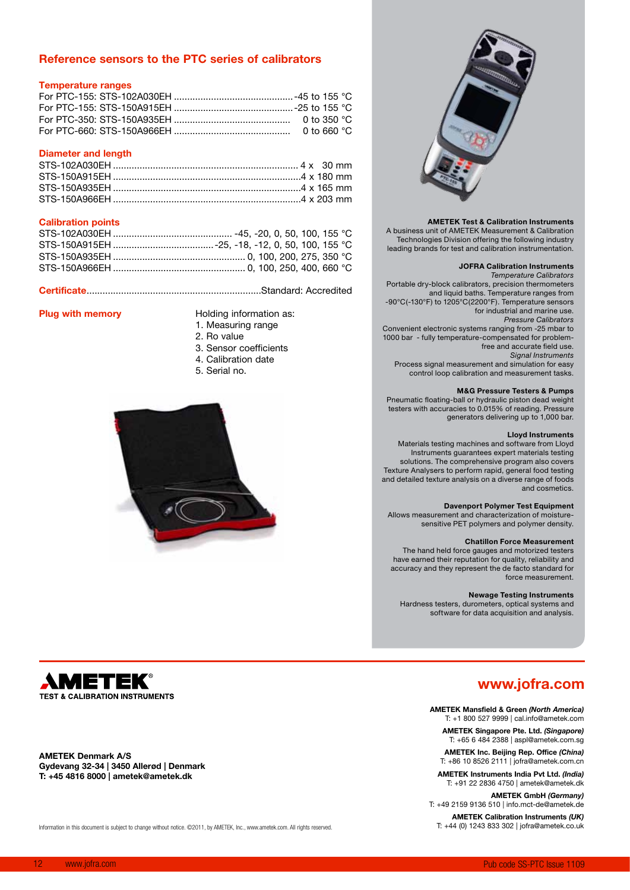## Reference sensors to the PTC series of calibrators

### Temperature ranges

For PTC-155: STS-102A030EH ............................................. -45 to 155 °C
For PTC-155: STS-150A915EH ............................................. -25 to 155 °C
For PTC-350: STS-150A935EH ............................................ 0 to 350 °C
For PTC-660: STS-150A966EH ............................................ 0 to 660 °C

### Diameter and length

STS-102A030EH ..................................................................... 4 x 30 mm
STS-150A915EH ..................................................................... 4 x 180 mm
STS-150A935EH ..................................................................... 4 x 165 mm
STS-150A966EH ..................................................................... 4 x 203 mm

### Calibration points

STS-102A030EH ............................................. -45, -20, 0, 50, 100, 155 °C
STS-150A915EH ...................................... -25, -18, -12, 0, 50, 100, 155 °C
STS-150A935EH .................................................. 0, 100, 200, 275, 350 °C
STS-150A966EH .................................................. 0, 100, 250, 400, 660 °C

### Certificate.................................................................Standard: Accredited

### Plug with memory

Holding information as:

1. Measuring range
2. Ro value
3. Sensor coefficients
4. Calibration date
5. Serial no.

**AMETEK Test & Calibration Instruments**
A business unit of AMETEK Measurement & Calibration Technologies Division offering the following industry leading brands for test and calibration instrumentation.

**JOFRA Calibration Instruments**
*Temperature Calibrators*
Portable dry-block calibrators, precision thermometers and liquid baths. Temperature ranges from -90°C(-130°F) to 1205°C(2200°F). Temperature sensors for industrial and marine use.
*Pressure Calibrators*
Convenient electronic systems ranging from -25 mbar to 1000 bar - fully temperature-compensated for problem-free and accurate field use.
*Signal Instruments*
Process signal measurement and simulation for easy control loop calibration and measurement tasks.

**M&G Pressure Testers & Pumps**
Pneumatic floating-ball or hydraulic piston dead weight testers with accuracies to 0.015% of reading. Pressure generators delivering up to 1,000 bar.

**Lloyd Instruments**
Materials testing machines and software from Lloyd Instruments guarantees expert materials testing solutions. The comprehensive program also covers Texture Analysers to perform rapid, general food testing and detailed texture analysis on a diverse range of foods and cosmetics.

**Davenport Polymer Test Equipment**
Allows measurement and characterization of moisture-sensitive PET polymers and polymer density.

**Chatillon Force Measurement**
The hand held force gauges and motorized testers have earned their reputation for quality, reliability and accuracy and they represent the de facto standard for force measurement.

**Newage Testing Instruments**
Hardness testers, durometers, optical systems and software for data acquisition and analysis.

**AMETEK®**
**TEST & CALIBRATION INSTRUMENTS**

**www.jofra.com**

**AMETEK Denmark A/S**
**Gydevang 32-34 | 3450 Allerød | Denmark**
**T: +45 4816 8000 | ametek@ametek.dk**

**AMETEK Mansfield & Green *(North America)***
T: +1 800 527 9999 | cal.info@ametek.com

**AMETEK Singapore Pte. Ltd. *(Singapore)***
T: +65 6 484 2388 | aspl@ametek.com.sg

**AMETEK Inc. Beijing Rep. Office *(China)***
T: +86 10 8526 2111 | jofra@ametek.com.cn

**AMETEK Instruments India Pvt Ltd. *(India)***
T: +91 22 2836 4750 | ametek@ametek.dk

**AMETEK GmbH *(Germany)***
T: +49 2159 9136 510 | info.mct-de@ametek.de

**AMETEK Calibration Instruments *(UK)***
T: +44 (0) 1243 833 302 | jofra@ametek.co.uk

Information in this document is subject to change without notice. ©2011, by AMETEK, Inc., www.ametek.com. All rights reserved.

Pub code SS-PTC Issue 1109